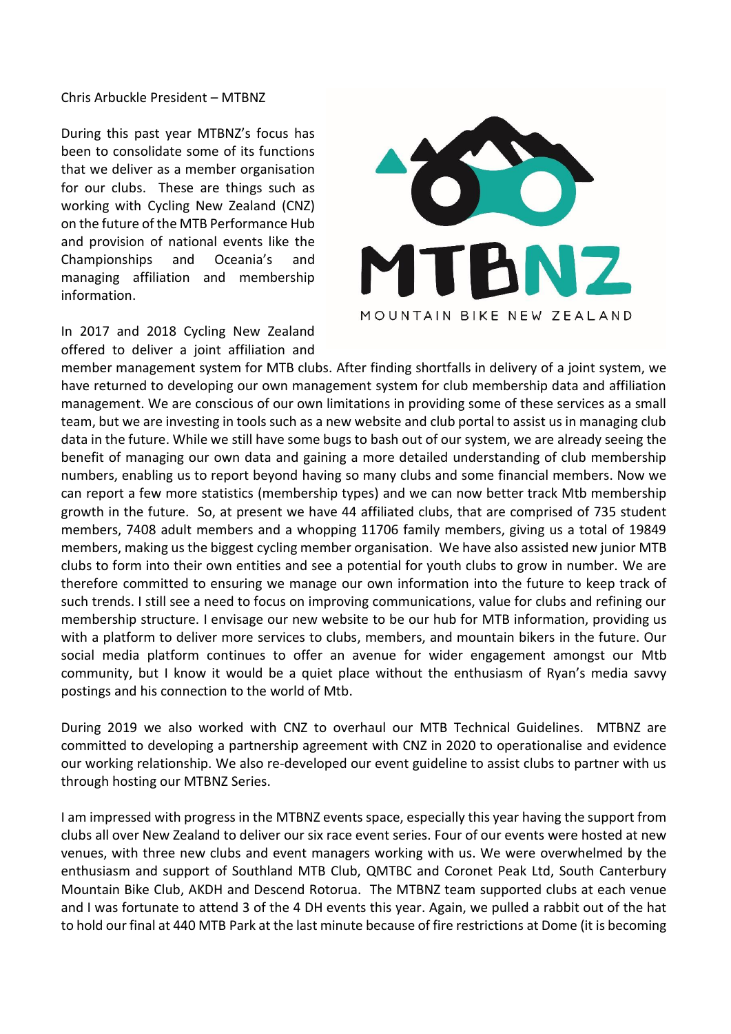Chris Arbuckle President – MTBNZ

During this past year MTBNZ's focus has been to consolidate some of its functions that we deliver as a member organisation for our clubs. These are things such as working with Cycling New Zealand (CNZ) on the future of the MTB Performance Hub and provision of national events like the Championships and Oceania's and managing affiliation and membership information.

In 2017 and 2018 Cycling New Zealand offered to deliver a joint affiliation and member management system for MTB clubs. After finding shortfalls in delivery of a joint system, we have returned to developing our own management system for club membership data and affiliation management. We are conscious of our own limitations in providing some of these services as a small team, but we are investing in tools such as a new website and club portal to assist us in managing club data in the future. While we still have some bugs to bash out of our system, we are already seeing the benefit of managing our own data and gaining a more detailed understanding of club membership numbers, enabling us to report beyond having so many clubs and some financial members. Now we can report a few more statistics (membership types) and we can now better track Mtb membership growth in the future. So, at present we have 44 affiliated clubs, that are comprised of 735 student members, 7408 adult members and a whopping 11706 family members, giving us a total of 19849 members, making us the biggest cycling member organisation. We have also assisted new junior MTB clubs to form into their own entities and see a potential for youth clubs to grow in number. We are therefore committed to ensuring we manage our own information into the future to keep track of such trends. I still see a need to focus on improving communications, value for clubs and refining our membership structure. I envisage our new website to be our hub for MTB information, providing us with a platform to deliver more services to clubs, members, and mountain bikers in the future. Our social media platform continues to offer an avenue for wider engagement amongst our Mtb community, but I know it would be a quiet place without the enthusiasm of Ryan's media savvy postings and his connection to the world of Mtb.

During 2019 we also worked with CNZ to overhaul our MTB Technical Guidelines. MTBNZ are committed to developing a partnership agreement with CNZ in 2020 to operationalise and evidence our working relationship. We also re-developed our event guideline to assist clubs to partner with us through hosting our MTBNZ Series.

I am impressed with progress in the MTBNZ events space, especially this year having the support from clubs all over New Zealand to deliver our six race event series. Four of our events were hosted at new venues, with three new clubs and event managers working with us. We were overwhelmed by the enthusiasm and support of Southland MTB Club, QMTBC and Coronet Peak Ltd, South Canterbury Mountain Bike Club, AKDH and Descend Rotorua. The MTBNZ team supported clubs at each venue and I was fortunate to attend 3 of the 4 DH events this year. Again, we pulled a rabbit out of the hat to hold our final at 440 MTB Park at the last minute because of fire restrictions at Dome (it is becoming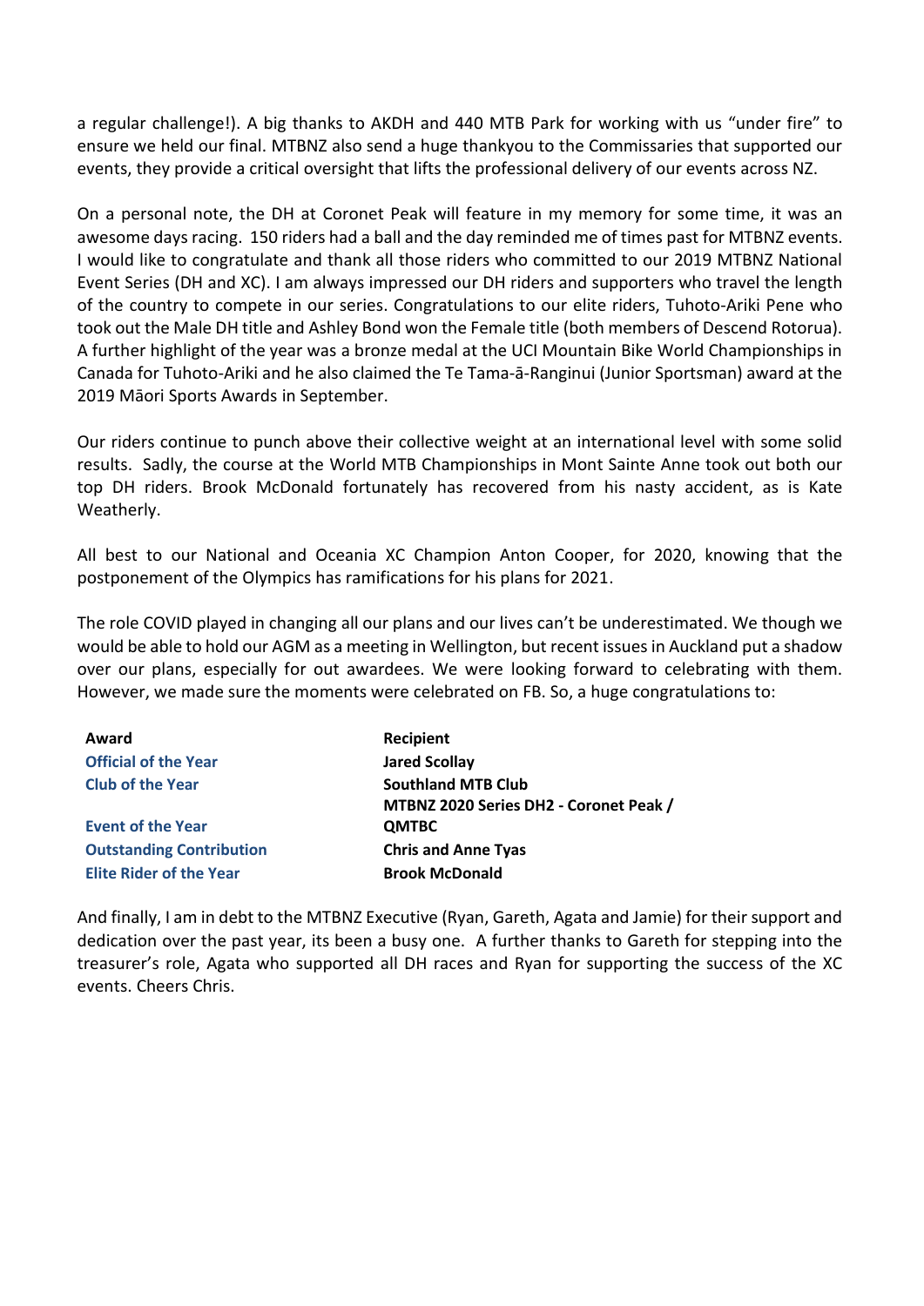a regular challenge!). A big thanks to AKDH and 440 MTB Park for working with us "under fire" to ensure we held our final. MTBNZ also send a huge thankyou to the Commissaries that supported our events, they provide a critical oversight that lifts the professional delivery of our events across NZ.

On a personal note, the DH at Coronet Peak will feature in my memory for some time, it was an awesome days racing. 150 riders had a ball and the day reminded me of times past for MTBNZ events. I would like to congratulate and thank all those riders who committed to our 2019 MTBNZ National Event Series (DH and XC). I am always impressed our DH riders and supporters who travel the length of the country to compete in our series. Congratulations to our elite riders, Tuhoto-Ariki Pene who took out the Male DH title and Ashley Bond won the Female title (both members of Descend Rotorua). A further highlight of the year was a bronze medal at the UCI Mountain Bike World Championships in Canada for Tuhoto-Ariki and he also claimed the Te Tama-ā-Ranginui (Junior Sportsman) award at the 2019 Māori Sports Awards in September.

Our riders continue to punch above their collective weight at an international level with some solid results. Sadly, the course at the World MTB Championships in Mont Sainte Anne took out both our top DH riders. Brook McDonald fortunately has recovered from his nasty accident, as is Kate Weatherly.

All best to our National and Oceania XC Champion Anton Cooper, for 2020, knowing that the postponement of the Olympics has ramifications for his plans for 2021.

The role COVID played in changing all our plans and our lives can't be underestimated. We though we would be able to hold our AGM as a meeting in Wellington, but recent issues in Auckland put a shadow over our plans, especially for out awardees. We were looking forward to celebrating with them. However, we made sure the moments were celebrated on FB. So, a huge congratulations to:

| Award | Recipient |
|---|---|
| **Official of the Year** | **Jared Scollay** |
| **Club of the Year** | **Southland MTB Club** |
| **Event of the Year** | **MTBNZ 2020 Series DH2 - Coronet Peak / QMTBC** |
| **Outstanding Contribution** | **Chris and Anne Tyas** |
| **Elite Rider of the Year** | **Brook McDonald** |

And finally, I am in debt to the MTBNZ Executive (Ryan, Gareth, Agata and Jamie) for their support and dedication over the past year, its been a busy one. A further thanks to Gareth for stepping into the treasurer's role, Agata who supported all DH races and Ryan for supporting the success of the XC events. Cheers Chris.